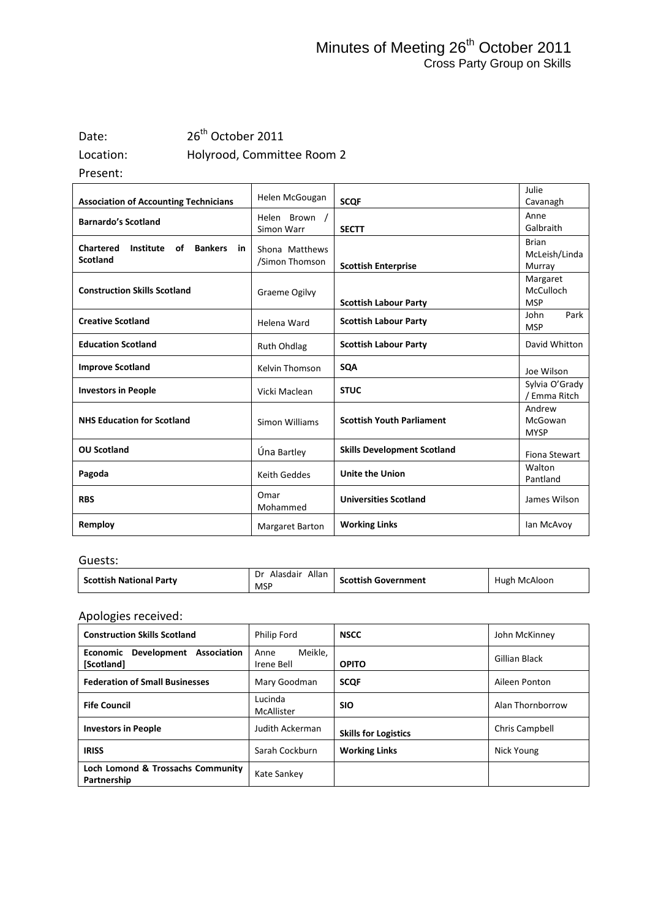# Minutes of Meeting 26th October 2011

## Cross Party Group on Skills

Date: 26th October 2011

Location: Holyrood, Committee Room 2

Present:

| Organisation | Name | Organisation | Name |
|---|---|---|---|
| **Association of Accounting Technicians** | Helen McGougan | **SCQF** | Julie Cavanagh |
| **Barnardo's Scotland** | Helen Brown / Simon Warr | **SECTT** | Anne Galbraith |
| **Chartered Institute of Bankers in Scotland** | Shona Matthews /Simon Thomson | **Scottish Enterprise** | Brian McLeish/Linda Murray |
| **Construction Skills Scotland** | Graeme Ogilvy | **Scottish Labour Party** | Margaret McCulloch MSP |
| **Creative Scotland** | Helena Ward | **Scottish Labour Party** | John Park MSP |
| **Education Scotland** | Ruth Ohdlag | **Scottish Labour Party** | David Whitton |
| **Improve Scotland** | Kelvin Thomson | **SQA** | Joe Wilson |
| **Investors in People** | Vicki Maclean | **STUC** | Sylvia O'Grady / Emma Ritch |
| **NHS Education for Scotland** | Simon Williams | **Scottish Youth Parliament** | Andrew McGowan MYSP |
| **OU Scotland** | Úna Bartley | **Skills Development Scotland** | Fiona Stewart |
| **Pagoda** | Keith Geddes | **Unite the Union** | Walton Pantland |
| **RBS** | Omar Mohammed | **Universities Scotland** | James Wilson |
| **Remploy** | Margaret Barton | **Working Links** | Ian McAvoy |

Guests:

| Organisation | Name | Organisation | Name |
|---|---|---|---|
| **Scottish National Party** | Dr Alasdair Allan MSP | **Scottish Government** | Hugh McAloon |

Apologies received:

| Organisation | Name | Organisation | Name |
|---|---|---|---|
| **Construction Skills Scotland** | Philip Ford | **NSCC** | John McKinney |
| **Economic Development Association [Scotland]** | Anne Meikle, Irene Bell | **OPITO** | Gillian Black |
| **Federation of Small Businesses** | Mary Goodman | **SCQF** | Aileen Ponton |
| **Fife Council** | Lucinda McAllister | **SIO** | Alan Thornborrow |
| **Investors in People** | Judith Ackerman | **Skills for Logistics** | Chris Campbell |
| **IRISS** | Sarah Cockburn | **Working Links** | Nick Young |
| **Loch Lomond & Trossachs Community Partnership** | Kate Sankey | | |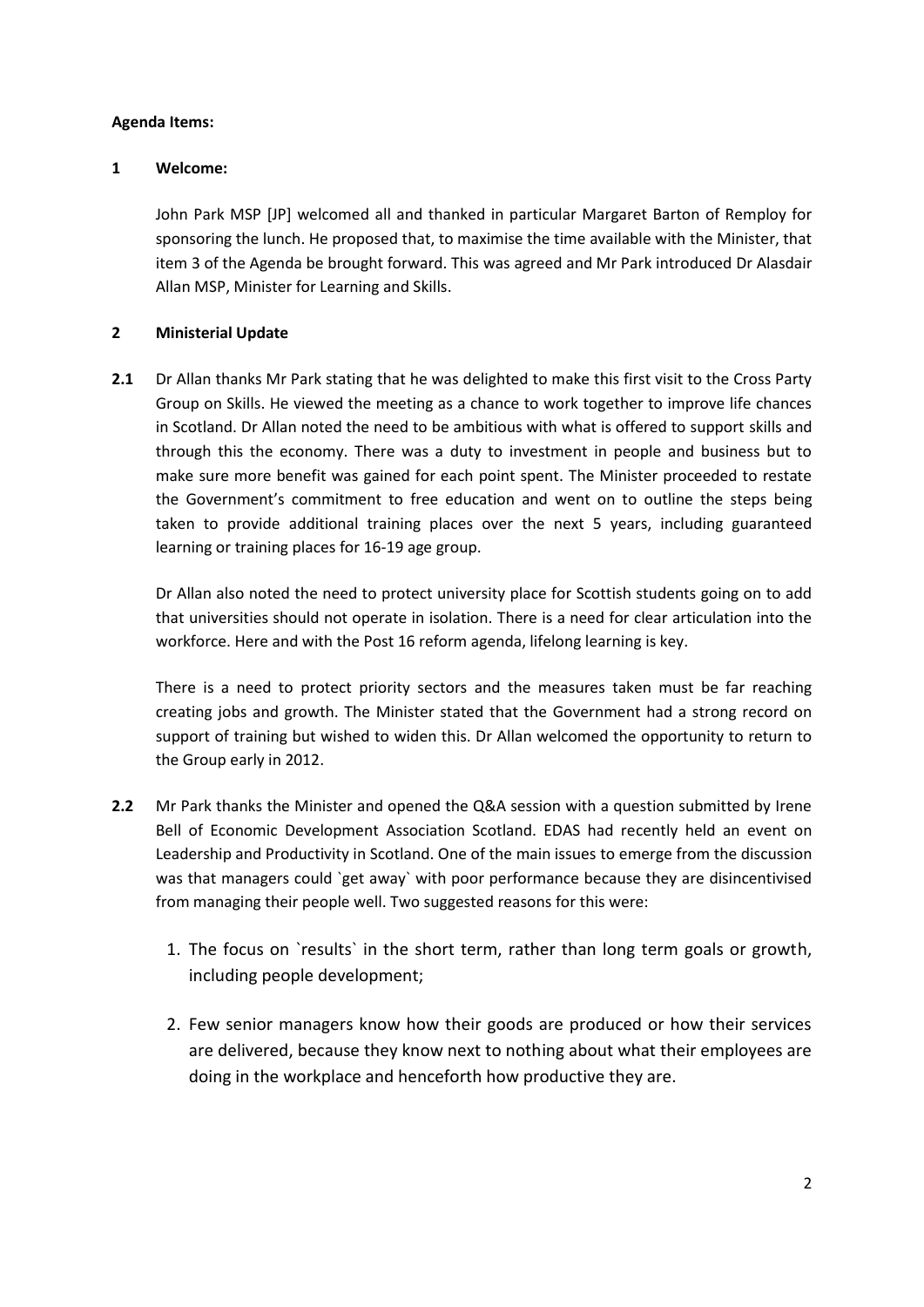**Agenda Items:**

**1 Welcome:**

John Park MSP [JP] welcomed all and thanked in particular Margaret Barton of Remploy for sponsoring the lunch. He proposed that, to maximise the time available with the Minister, that item 3 of the Agenda be brought forward. This was agreed and Mr Park introduced Dr Alasdair Allan MSP, Minister for Learning and Skills.

**2 Ministerial Update**

**2.1** Dr Allan thanks Mr Park stating that he was delighted to make this first visit to the Cross Party Group on Skills. He viewed the meeting as a chance to work together to improve life chances in Scotland. Dr Allan noted the need to be ambitious with what is offered to support skills and through this the economy. There was a duty to investment in people and business but to make sure more benefit was gained for each point spent. The Minister proceeded to restate the Government's commitment to free education and went on to outline the steps being taken to provide additional training places over the next 5 years, including guaranteed learning or training places for 16-19 age group.

Dr Allan also noted the need to protect university place for Scottish students going on to add that universities should not operate in isolation. There is a need for clear articulation into the workforce. Here and with the Post 16 reform agenda, lifelong learning is key.

There is a need to protect priority sectors and the measures taken must be far reaching creating jobs and growth. The Minister stated that the Government had a strong record on support of training but wished to widen this. Dr Allan welcomed the opportunity to return to the Group early in 2012.

**2.2** Mr Park thanks the Minister and opened the Q&A session with a question submitted by Irene Bell of Economic Development Association Scotland. EDAS had recently held an event on Leadership and Productivity in Scotland. One of the main issues to emerge from the discussion was that managers could `get away` with poor performance because they are disincentivised from managing their people well. Two suggested reasons for this were:

1. The focus on `results` in the short term, rather than long term goals or growth, including people development;
2. Few senior managers know how their goods are produced or how their services are delivered, because they know next to nothing about what their employees are doing in the workplace and henceforth how productive they are.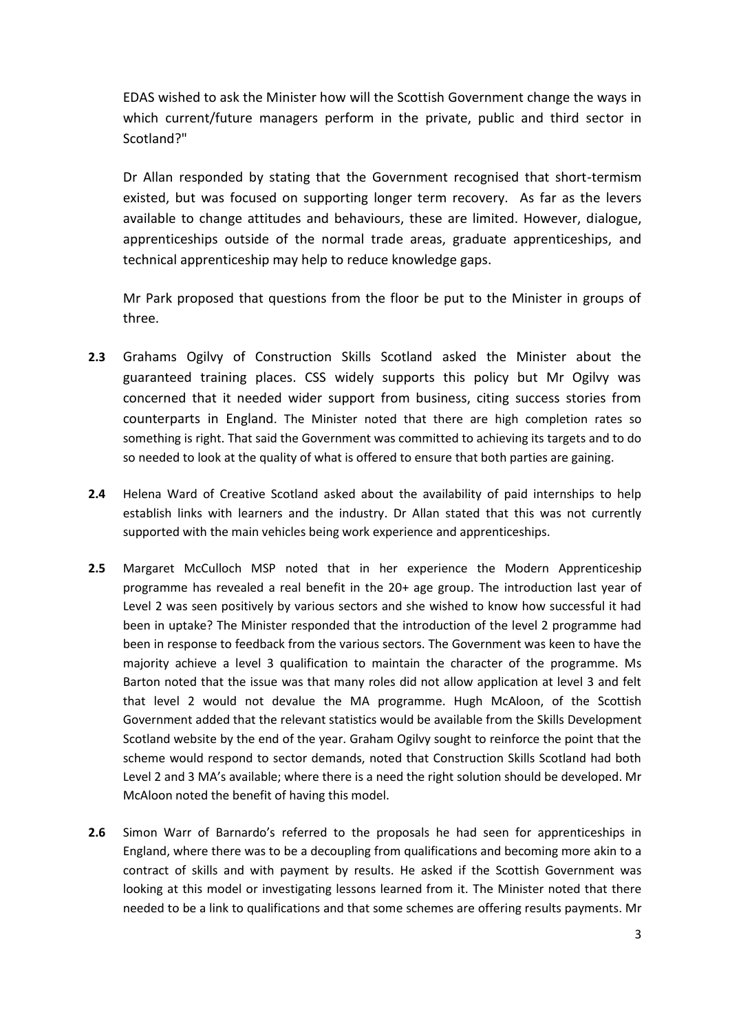EDAS wished to ask the Minister how will the Scottish Government change the ways in which current/future managers perform in the private, public and third sector in Scotland?"

Dr Allan responded by stating that the Government recognised that short-termism existed, but was focused on supporting longer term recovery. As far as the levers available to change attitudes and behaviours, these are limited. However, dialogue, apprenticeships outside of the normal trade areas, graduate apprenticeships, and technical apprenticeship may help to reduce knowledge gaps.

Mr Park proposed that questions from the floor be put to the Minister in groups of three.

**2.3** Grahams Ogilvy of Construction Skills Scotland asked the Minister about the guaranteed training places. CSS widely supports this policy but Mr Ogilvy was concerned that it needed wider support from business, citing success stories from counterparts in England. The Minister noted that there are high completion rates so something is right. That said the Government was committed to achieving its targets and to do so needed to look at the quality of what is offered to ensure that both parties are gaining.

**2.4** Helena Ward of Creative Scotland asked about the availability of paid internships to help establish links with learners and the industry. Dr Allan stated that this was not currently supported with the main vehicles being work experience and apprenticeships.

**2.5** Margaret McCulloch MSP noted that in her experience the Modern Apprenticeship programme has revealed a real benefit in the 20+ age group. The introduction last year of Level 2 was seen positively by various sectors and she wished to know how successful it had been in uptake? The Minister responded that the introduction of the level 2 programme had been in response to feedback from the various sectors. The Government was keen to have the majority achieve a level 3 qualification to maintain the character of the programme. Ms Barton noted that the issue was that many roles did not allow application at level 3 and felt that level 2 would not devalue the MA programme. Hugh McAloon, of the Scottish Government added that the relevant statistics would be available from the Skills Development Scotland website by the end of the year. Graham Ogilvy sought to reinforce the point that the scheme would respond to sector demands, noted that Construction Skills Scotland had both Level 2 and 3 MA's available; where there is a need the right solution should be developed. Mr McAloon noted the benefit of having this model.

**2.6** Simon Warr of Barnardo's referred to the proposals he had seen for apprenticeships in England, where there was to be a decoupling from qualifications and becoming more akin to a contract of skills and with payment by results. He asked if the Scottish Government was looking at this model or investigating lessons learned from it. The Minister noted that there needed to be a link to qualifications and that some schemes are offering results payments. Mr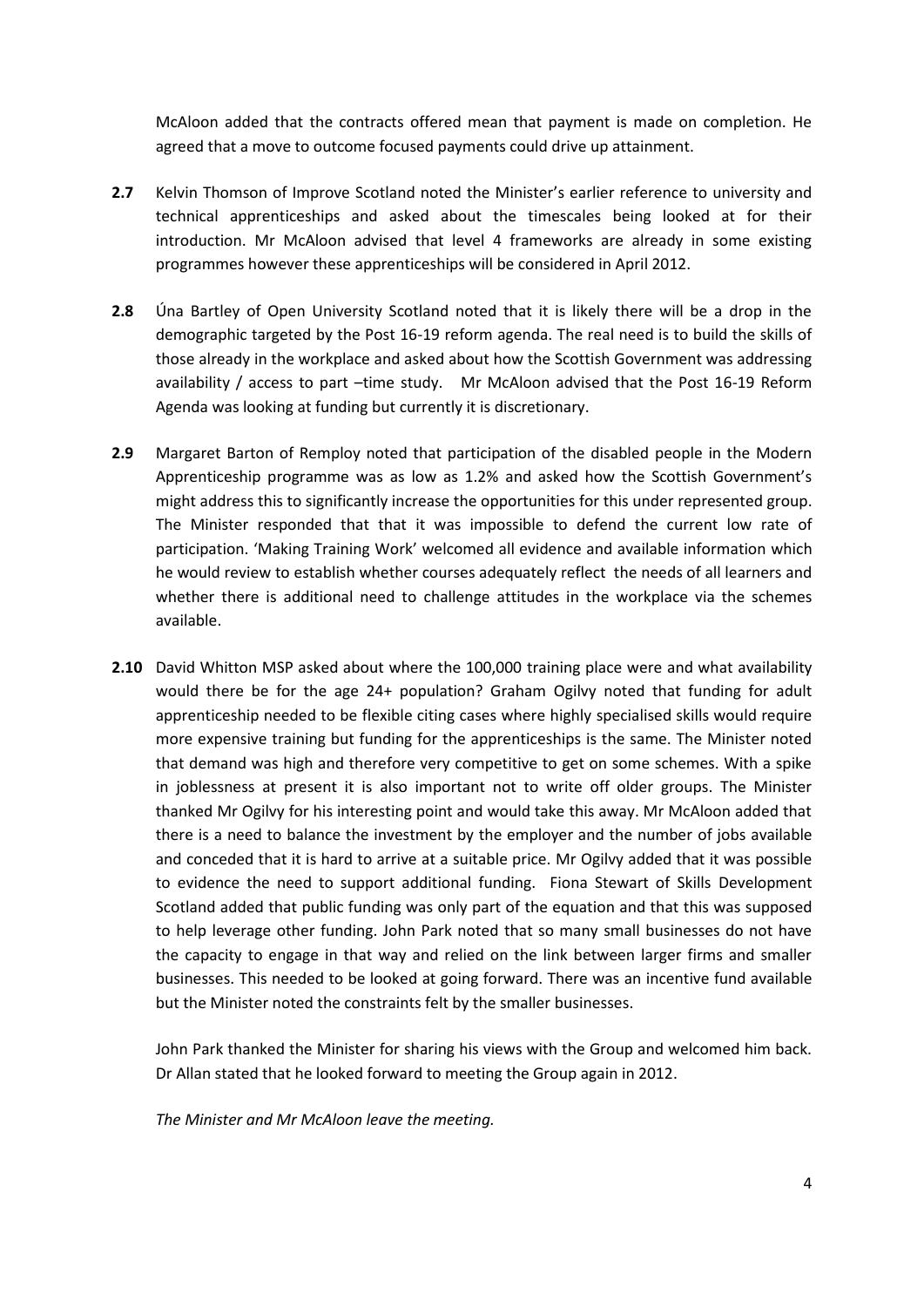McAloon added that the contracts offered mean that payment is made on completion. He agreed that a move to outcome focused payments could drive up attainment.

**2.7** Kelvin Thomson of Improve Scotland noted the Minister's earlier reference to university and technical apprenticeships and asked about the timescales being looked at for their introduction. Mr McAloon advised that level 4 frameworks are already in some existing programmes however these apprenticeships will be considered in April 2012.

**2.8** Úna Bartley of Open University Scotland noted that it is likely there will be a drop in the demographic targeted by the Post 16-19 reform agenda. The real need is to build the skills of those already in the workplace and asked about how the Scottish Government was addressing availability / access to part –time study. Mr McAloon advised that the Post 16-19 Reform Agenda was looking at funding but currently it is discretionary.

**2.9** Margaret Barton of Remploy noted that participation of the disabled people in the Modern Apprenticeship programme was as low as 1.2% and asked how the Scottish Government's might address this to significantly increase the opportunities for this under represented group. The Minister responded that that it was impossible to defend the current low rate of participation. 'Making Training Work' welcomed all evidence and available information which he would review to establish whether courses adequately reflect the needs of all learners and whether there is additional need to challenge attitudes in the workplace via the schemes available.

**2.10** David Whitton MSP asked about where the 100,000 training place were and what availability would there be for the age 24+ population? Graham Ogilvy noted that funding for adult apprenticeship needed to be flexible citing cases where highly specialised skills would require more expensive training but funding for the apprenticeships is the same. The Minister noted that demand was high and therefore very competitive to get on some schemes. With a spike in joblessness at present it is also important not to write off older groups. The Minister thanked Mr Ogilvy for his interesting point and would take this away. Mr McAloon added that there is a need to balance the investment by the employer and the number of jobs available and conceded that it is hard to arrive at a suitable price. Mr Ogilvy added that it was possible to evidence the need to support additional funding. Fiona Stewart of Skills Development Scotland added that public funding was only part of the equation and that this was supposed to help leverage other funding. John Park noted that so many small businesses do not have the capacity to engage in that way and relied on the link between larger firms and smaller businesses. This needed to be looked at going forward. There was an incentive fund available but the Minister noted the constraints felt by the smaller businesses.

John Park thanked the Minister for sharing his views with the Group and welcomed him back. Dr Allan stated that he looked forward to meeting the Group again in 2012.

*The Minister and Mr McAloon leave the meeting.*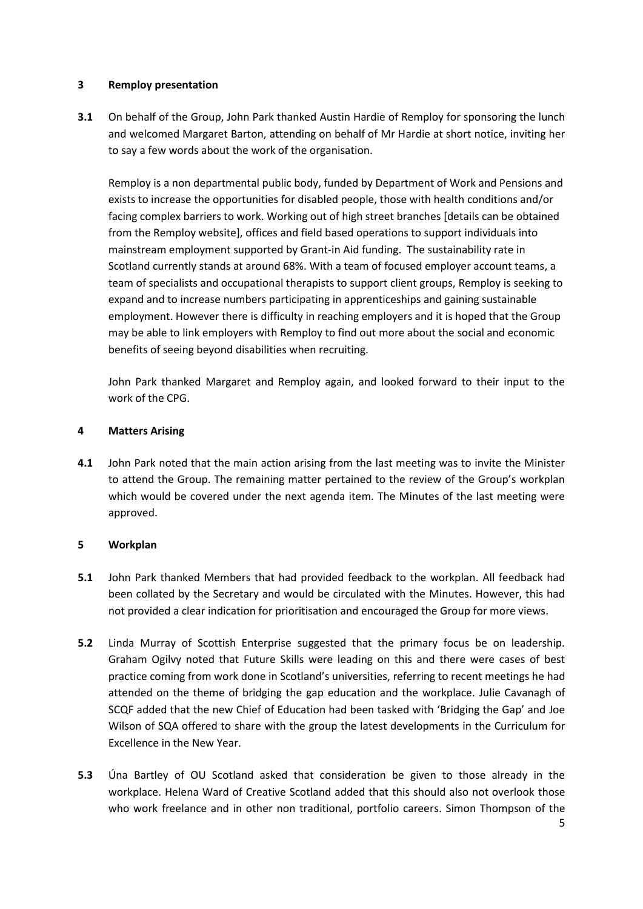## 3 Remploy presentation

**3.1** On behalf of the Group, John Park thanked Austin Hardie of Remploy for sponsoring the lunch and welcomed Margaret Barton, attending on behalf of Mr Hardie at short notice, inviting her to say a few words about the work of the organisation.

Remploy is a non departmental public body, funded by Department of Work and Pensions and exists to increase the opportunities for disabled people, those with health conditions and/or facing complex barriers to work. Working out of high street branches [details can be obtained from the Remploy website], offices and field based operations to support individuals into mainstream employment supported by Grant-in Aid funding. The sustainability rate in Scotland currently stands at around 68%. With a team of focused employer account teams, a team of specialists and occupational therapists to support client groups, Remploy is seeking to expand and to increase numbers participating in apprenticeships and gaining sustainable employment. However there is difficulty in reaching employers and it is hoped that the Group may be able to link employers with Remploy to find out more about the social and economic benefits of seeing beyond disabilities when recruiting.

John Park thanked Margaret and Remploy again, and looked forward to their input to the work of the CPG.

## 4 Matters Arising

**4.1** John Park noted that the main action arising from the last meeting was to invite the Minister to attend the Group. The remaining matter pertained to the review of the Group's workplan which would be covered under the next agenda item. The Minutes of the last meeting were approved.

## 5 Workplan

**5.1** John Park thanked Members that had provided feedback to the workplan. All feedback had been collated by the Secretary and would be circulated with the Minutes. However, this had not provided a clear indication for prioritisation and encouraged the Group for more views.

**5.2** Linda Murray of Scottish Enterprise suggested that the primary focus be on leadership. Graham Ogilvy noted that Future Skills were leading on this and there were cases of best practice coming from work done in Scotland's universities, referring to recent meetings he had attended on the theme of bridging the gap education and the workplace. Julie Cavanagh of SCQF added that the new Chief of Education had been tasked with 'Bridging the Gap' and Joe Wilson of SQA offered to share with the group the latest developments in the Curriculum for Excellence in the New Year.

**5.3** Úna Bartley of OU Scotland asked that consideration be given to those already in the workplace. Helena Ward of Creative Scotland added that this should also not overlook those who work freelance and in other non traditional, portfolio careers. Simon Thompson of the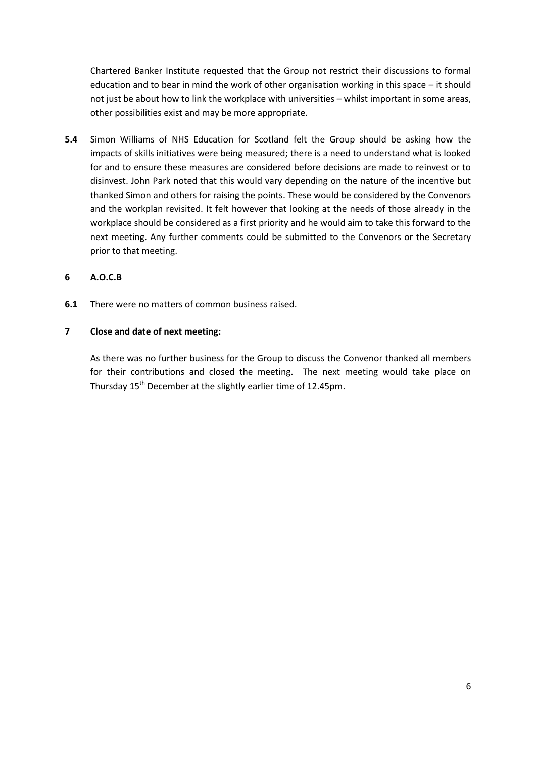Chartered Banker Institute requested that the Group not restrict their discussions to formal education and to bear in mind the work of other organisation working in this space – it should not just be about how to link the workplace with universities – whilst important in some areas, other possibilities exist and may be more appropriate.

**5.4** Simon Williams of NHS Education for Scotland felt the Group should be asking how the impacts of skills initiatives were being measured; there is a need to understand what is looked for and to ensure these measures are considered before decisions are made to reinvest or to disinvest. John Park noted that this would vary depending on the nature of the incentive but thanked Simon and others for raising the points. These would be considered by the Convenors and the workplan revisited. It felt however that looking at the needs of those already in the workplace should be considered as a first priority and he would aim to take this forward to the next meeting. Any further comments could be submitted to the Convenors or the Secretary prior to that meeting.

**6 A.O.C.B**

**6.1** There were no matters of common business raised.

**7 Close and date of next meeting:**

As there was no further business for the Group to discuss the Convenor thanked all members for their contributions and closed the meeting. The next meeting would take place on Thursday 15th December at the slightly earlier time of 12.45pm.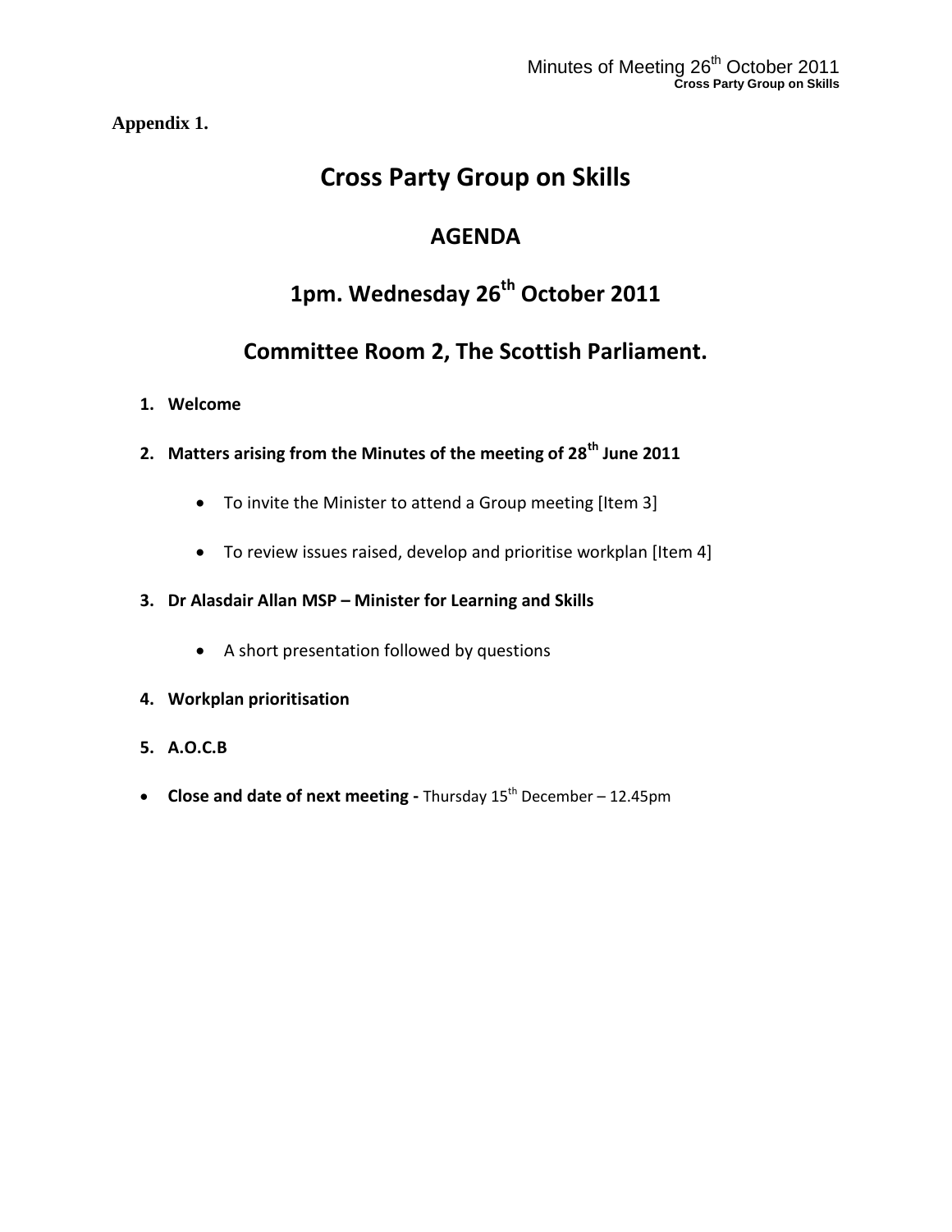**Appendix 1.**

# Cross Party Group on Skills

## AGENDA

## 1pm. Wednesday 26th October 2011

## Committee Room 2, The Scottish Parliament.

1. **Welcome**
2. **Matters arising from the Minutes of the meeting of 28th June 2011**
   - To invite the Minister to attend a Group meeting [Item 3]
   - To review issues raised, develop and prioritise workplan [Item 4]
3. **Dr Alasdair Allan MSP – Minister for Learning and Skills**
   - A short presentation followed by questions
4. **Workplan prioritisation**
5. **A.O.C.B**

- **Close and date of next meeting -** Thursday 15th December – 12.45pm